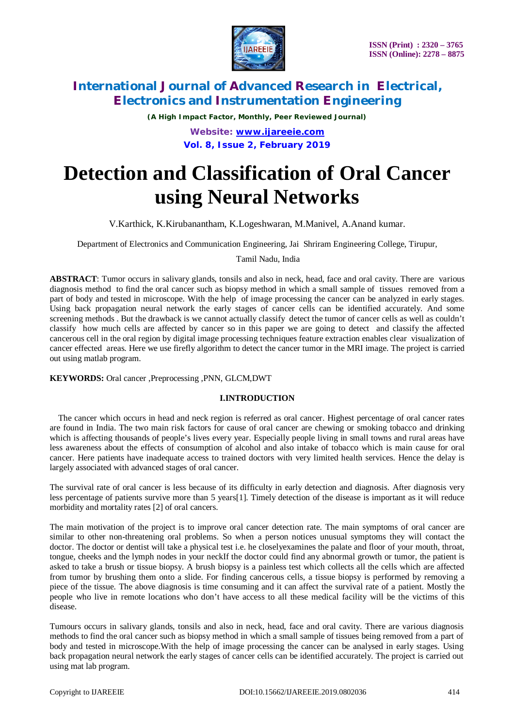# Detection and Classification of Oral Cancer using Neural Networks

V.Karthick, K.Kirubanantham, K.Logeshwaran, M.Manivel, A.Anand kumar.

Department of Electronics and Communication Engineering, Jai Shriram Engineering College, Tirupur,

Tamil Nadu, India

**ABSTRACT**: Tumor occurs in salivary glands, tonsils and also in neck, head, face and oral cavity. There are various diagnosis method to find the oral cancer such as biopsy method in which a small sample of tissues removed from a part of body and tested in microscope. With the help of image processing the cancer can be analyzed in early stages. Using back propagation neural network the early stages of cancer cells can be identified accurately. And some screening methods . But the drawback is we cannot actually classify detect the tumor of cancer cells as well as couldn't classify how much cells are affected by cancer so in this paper we are going to detect and classify the affected cancerous cell in the oral region by digital image processing techniques feature extraction enables clear visualization of cancer effected areas. Here we use firefly algorithm to detect the cancer tumor in the MRI image. The project is carried out using matlab program.

**KEYWORDS:** Oral cancer ,Preprocessing ,PNN, GLCM,DWT

## I.INTRODUCTION

The cancer which occurs in head and neck region is referred as oral cancer. Highest percentage of oral cancer rates are found in India. The two main risk factors for cause of oral cancer are chewing or smoking tobacco and drinking which is affecting thousands of people's lives every year. Especially people living in small towns and rural areas have less awareness about the effects of consumption of alcohol and also intake of tobacco which is main cause for oral cancer. Here patients have inadequate access to trained doctors with very limited health services. Hence the delay is largely associated with advanced stages of oral cancer.

The survival rate of oral cancer is less because of its difficulty in early detection and diagnosis. After diagnosis very less percentage of patients survive more than 5 years[1]. Timely detection of the disease is important as it will reduce morbidity and mortality rates [2] of oral cancers.

The main motivation of the project is to improve oral cancer detection rate. The main symptoms of oral cancer are similar to other non-threatening oral problems. So when a person notices unusual symptoms they will contact the doctor. The doctor or dentist will take a physical test i.e. he closelyexamines the palate and floor of your mouth, throat, tongue, cheeks and the lymph nodes in your neckIf the doctor could find any abnormal growth or tumor, the patient is asked to take a brush or tissue biopsy. A brush biopsy is a painless test which collects all the cells which are affected from tumor by brushing them onto a slide. For finding cancerous cells, a tissue biopsy is performed by removing a piece of the tissue. The above diagnosis is time consuming and it can affect the survival rate of a patient. Mostly the people who live in remote locations who don't have access to all these medical facility will be the victims of this disease.

Tumours occurs in salivary glands, tonsils and also in neck, head, face and oral cavity. There are various diagnosis methods to find the oral cancer such as biopsy method in which a small sample of tissues being removed from a part of body and tested in microscope.With the help of image processing the cancer can be analysed in early stages. Using back propagation neural network the early stages of cancer cells can be identified accurately. The project is carried out using mat lab program.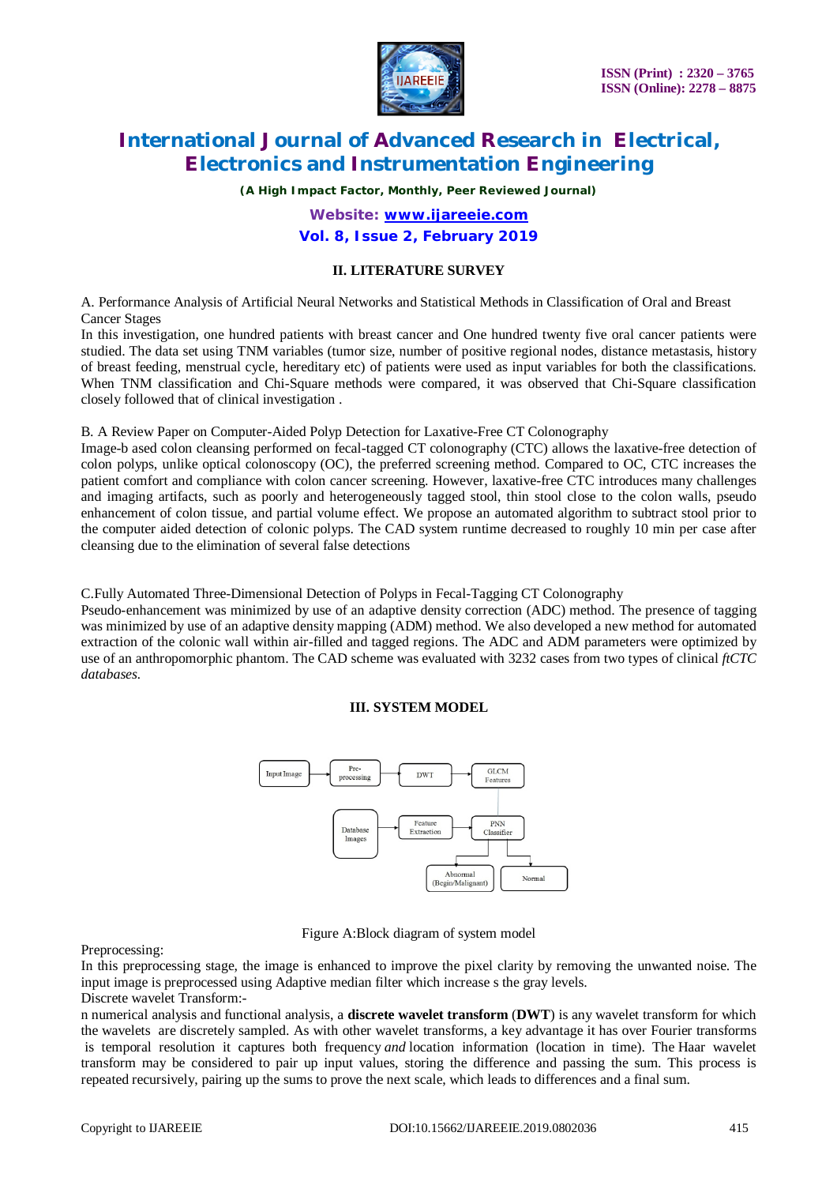## II. LITERATURE SURVEY

A. Performance Analysis of Artificial Neural Networks and Statistical Methods in Classification of Oral and Breast Cancer Stages

In this investigation, one hundred patients with breast cancer and One hundred twenty five oral cancer patients were studied. The data set using TNM variables (tumor size, number of positive regional nodes, distance metastasis, history of breast feeding, menstrual cycle, hereditary etc) of patients were used as input variables for both the classifications. When TNM classification and Chi-Square methods were compared, it was observed that Chi-Square classification closely followed that of clinical investigation .

B. A Review Paper on Computer-Aided Polyp Detection for Laxative-Free CT Colonography

Image-b ased colon cleansing performed on fecal-tagged CT colonography (CTC) allows the laxative-free detection of colon polyps, unlike optical colonoscopy (OC), the preferred screening method. Compared to OC, CTC increases the patient comfort and compliance with colon cancer screening. However, laxative-free CTC introduces many challenges and imaging artifacts, such as poorly and heterogeneously tagged stool, thin stool close to the colon walls, pseudo enhancement of colon tissue, and partial volume effect. We propose an automated algorithm to subtract stool prior to the computer aided detection of colonic polyps. The CAD system runtime decreased to roughly 10 min per case after cleansing due to the elimination of several false detections

C.Fully Automated Three-Dimensional Detection of Polyps in Fecal-Tagging CT Colonography

Pseudo-enhancement was minimized by use of an adaptive density correction (ADC) method. The presence of tagging was minimized by use of an adaptive density mapping (ADM) method. We also developed a new method for automated extraction of the colonic wall within air-filled and tagged regions. The ADC and ADM parameters were optimized by use of an anthropomorphic phantom. The CAD scheme was evaluated with 3232 cases from two types of clinical *ftCTC databases.*

## III. SYSTEM MODEL

Input Image → Pre-processing → DWT → GLCM Features

Database Images → Feature Extraction → PNN Classifier → Abnormal (Begin/Malignant) / Normal

Figure A:Block diagram of system model

Preprocessing:

In this preprocessing stage, the image is enhanced to improve the pixel clarity by removing the unwanted noise. The input image is preprocessed using Adaptive median filter which increase s the gray levels.

Discrete wavelet Transform:-

n numerical analysis and functional analysis, a **discrete wavelet transform** (**DWT**) is any wavelet transform for which the wavelets are discretely sampled. As with other wavelet transforms, a key advantage it has over Fourier transforms is temporal resolution it captures both frequency *and* location information (location in time). The Haar wavelet transform may be considered to pair up input values, storing the difference and passing the sum. This process is repeated recursively, pairing up the sums to prove the next scale, which leads to differences and a final sum.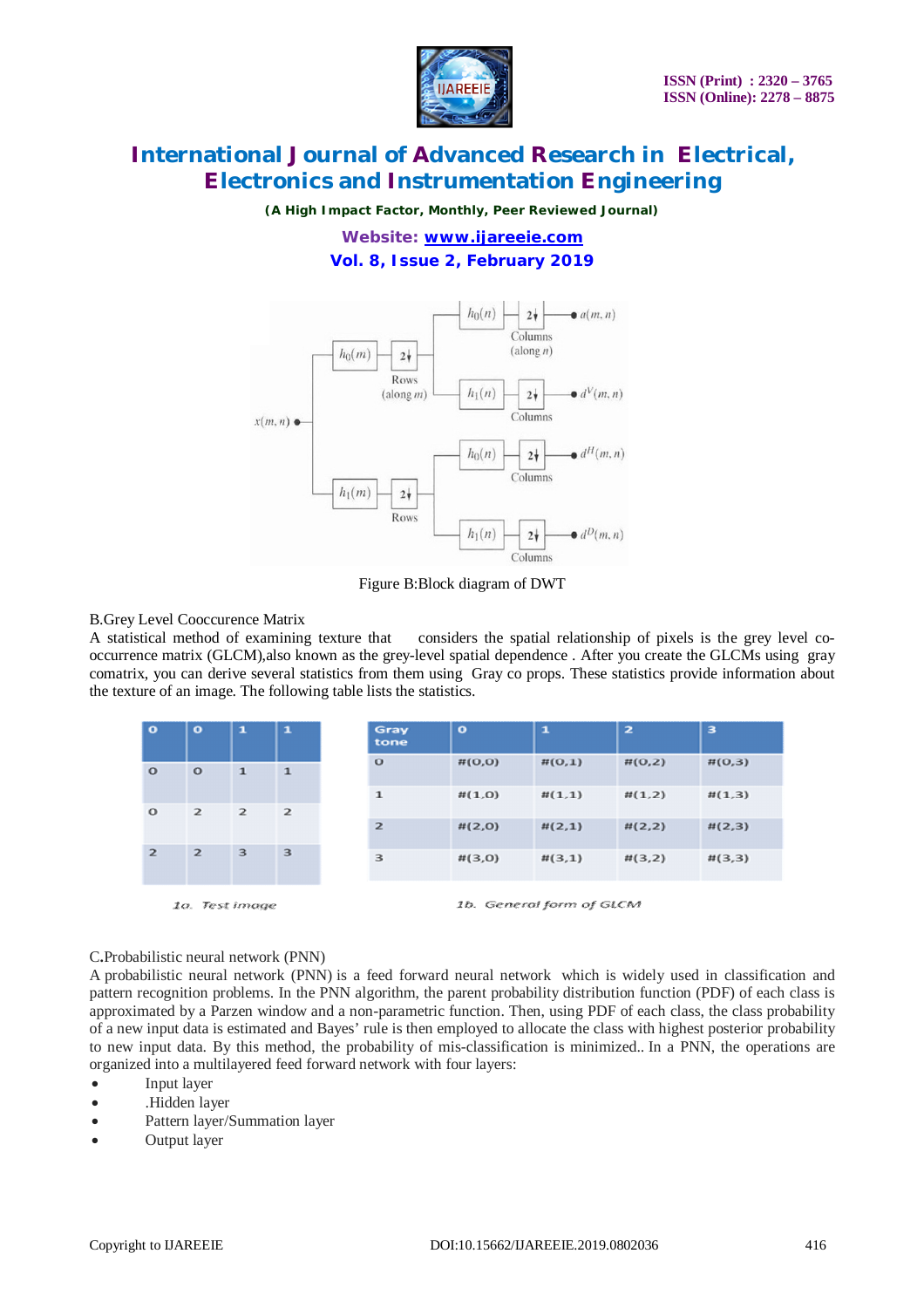Figure B:Block diagram of DWT

B.Grey Level Cooccurence Matrix

A statistical method of examining texture that considers the spatial relationship of pixels is the grey level co-occurrence matrix (GLCM),also known as the grey-level spatial dependence . After you create the GLCMs using gray comatrix, you can derive several statistics from them using Gray co props. These statistics provide information about the texture of an image. The following table lists the statistics.

| 0 | 0 | 1 | 1 |
|---|---|---|---|
| 0 | 0 | 1 | 1 |
| 0 | 2 | 2 | 2 |
| 2 | 2 | 3 | 3 |

1a. Test image

| Gray tone | 0 | 1 | 2 | 3 |
|---|---|---|---|---|
| 0 | #(0,0) | #(0,1) | #(0,2) | #(0,3) |
| 1 | #(1,0) | #(1,1) | #(1,2) | #(1,3) |
| 2 | #(2,0) | #(2,1) | #(2,2) | #(2,3) |
| 3 | #(3,0) | #(3,1) | #(3,2) | #(3,3) |

1b. General form of GLCM

C.Probabilistic neural network (PNN)

A probabilistic neural network (PNN) is a feed forward neural network which is widely used in classification and pattern recognition problems. In the PNN algorithm, the parent probability distribution function (PDF) of each class is approximated by a Parzen window and a non-parametric function. Then, using PDF of each class, the class probability of a new input data is estimated and Bayes' rule is then employed to allocate the class with highest posterior probability to new input data. By this method, the probability of mis-classification is minimized.. In a PNN, the operations are organized into a multilayered feed forward network with four layers:

- Input layer
- .Hidden layer
- Pattern layer/Summation layer
- Output layer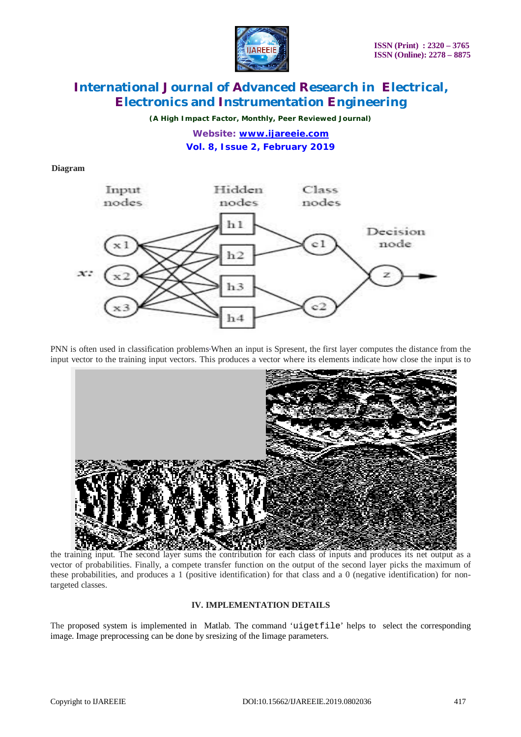**Diagram**

PNN is often used in classification problems-When an input is Spresent, the first layer computes the distance from the input vector to the training input vectors. This produces a vector where its elements indicate how close the input is to the training input. The second layer sums the contribution for each class of inputs and produces its net output as a vector of probabilities. Finally, a compete transfer function on the output of the second layer picks the maximum of these probabilities, and produces a 1 (positive identification) for that class and a 0 (negative identification) for non-targeted classes.

## IV. IMPLEMENTATION DETAILS

The proposed system is implemented in Matlab. The command '`uigetfile`' helps to select the corresponding image. Image preprocessing can be done by sresizing of the Iimage parameters.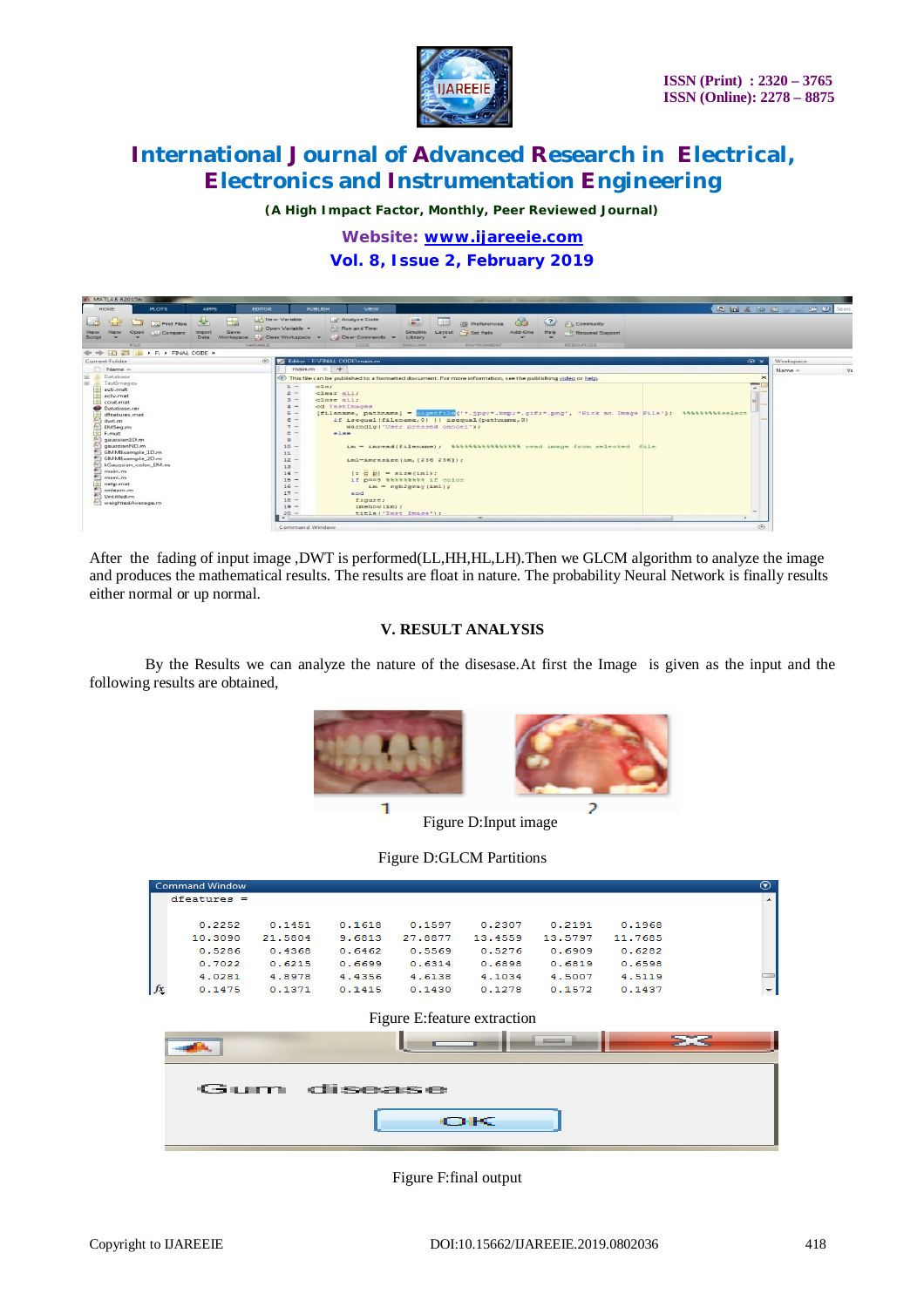After the fading of input image ,DWT is performed(LL,HH,HL,LH).Then we GLCM algorithm to analyze the image and produces the mathematical results. The results are float in nature. The probability Neural Network is finally results either normal or up normal.

## V. RESULT ANALYSIS

By the Results we can analyze the nature of the disesase.At first the Image is given as the input and the following results are obtained,

Figure D:Input image

Figure D:GLCM Partitions

```
dfeatures =

    0.2252    0.1451    0.1618    0.1597    0.2307    0.2191    0.1968
   10.3090   21.5804    9.6813   27.8877   13.4559   13.5797   11.7685
    0.5286    0.4368    0.6462    0.5569    0.5276    0.6909    0.6282
    0.7022    0.6215    0.6699    0.6314    0.6898    0.6819    0.6598
    4.0281    4.8978    4.4356    4.6138    4.1034    4.5007    4.5119
    0.1475    0.1371    0.1415    0.1430    0.1278    0.1572    0.1437
```

Figure E:feature extraction

Gum disease

OK

Figure F:final output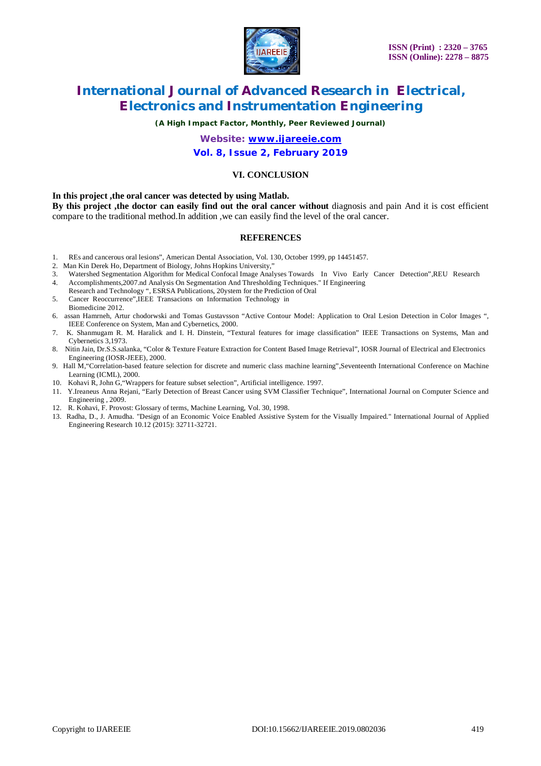## VI. CONCLUSION

**In this project ,the oral cancer was detected by using Matlab.**

**By this project ,the doctor can easily find out the oral cancer without** diagnosis and pain And it is cost efficient compare to the traditional method.In addition ,we can easily find the level of the oral cancer.

## REFERENCES

1. REs and cancerous oral lesions", American Dental Association, Vol. 130, October 1999, pp 14451457.
2. Man Kin Derek Ho, Department of Biology, Johns Hopkins University,"
3. Watershed Segmentation Algorithm for Medical Confocal Image Analyses Towards In Vivo Early Cancer Detection",REU Research
4. Accomplishments,2007.nd Analysis On Segmentation And Thresholding Techniques." If Engineering Research and Technology ", ESRSA Publications, 20ystem for the Prediction of Oral
5. Cancer Reoccurrence",IEEE Transacions on Information Technology in Biomedicine 2012.
6. assan Hamrneh, Artur chodorwski and Tomas Gustavsson "Active Contour Model: Application to Oral Lesion Detection in Color Images ", IEEE Conference on System, Man and Cybernetics, 2000.
7. K. Shanmugam R. M. Haralick and I. H. Dinstein, "Textural features for image classification" IEEE Transactions on Systems, Man and Cybernetics 3,1973.
8. Nitin Jain, Dr.S.S.salanka, "Color & Texture Feature Extraction for Content Based Image Retrieval", IOSR Journal of Electrical and Electronics Engineering (IOSR-JEEE), 2000.
9. Hall M,"Correlation-based feature selection for discrete and numeric class machine learning",Seventeenth International Conference on Machine Learning (ICML), 2000.
10. Kohavi R, John G,"Wrappers for feature subset selection", Artificial intelligence. 1997.
11. Y.Ireaneus Anna Rejani, "Early Detection of Breast Cancer using SVM Classifier Technique", International Journal on Computer Science and Engineering , 2009.
12. R. Kohavi, F. Provost: Glossary of terms, Machine Learning, Vol. 30, 1998.
13. Radha, D., J. Amudha. "Design of an Economic Voice Enabled Assistive System for the Visually Impaired." International Journal of Applied Engineering Research 10.12 (2015): 32711-32721.